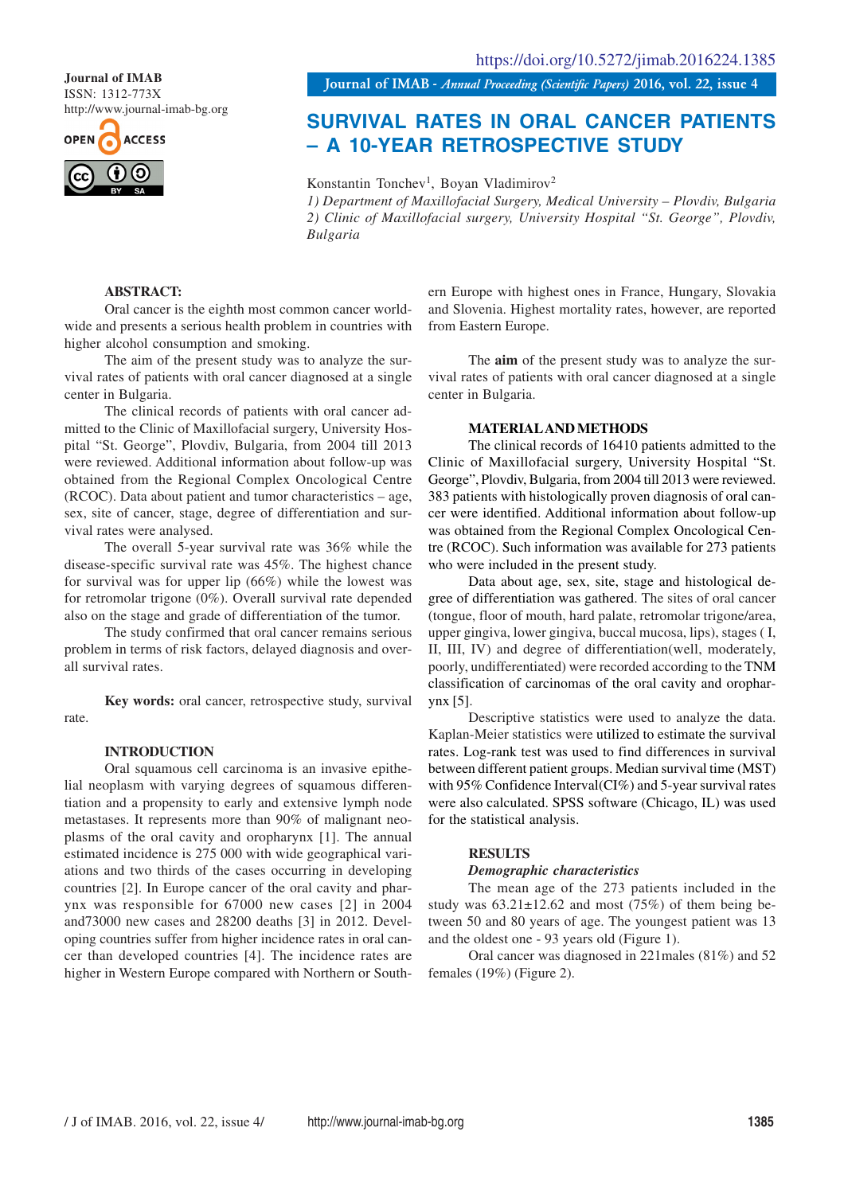Journal of IMAB
ISSN: 1312-773X
http://www.journal-imab-bg.org

https://doi.org/10.5272/jimab.2016224.1385

# SURVIVAL RATES IN ORAL CANCER PATIENTS – A 10-YEAR RETROSPECTIVE STUDY

Konstantin Tonchev[1], Boyan Vladimirov[2]

*1) Department of Maxillofacial Surgery, Medical University – Plovdiv, Bulgaria*
*2) Clinic of Maxillofacial surgery, University Hospital "St. George", Plovdiv, Bulgaria*

## ABSTRACT:

Oral cancer is the eighth most common cancer worldwide and presents a serious health problem in countries with higher alcohol consumption and smoking.

The aim of the present study was to analyze the survival rates of patients with oral cancer diagnosed at a single center in Bulgaria.

The clinical records of patients with oral cancer admitted to the Clinic of Maxillofacial surgery, University Hospital "St. George", Plovdiv, Bulgaria, from 2004 till 2013 were reviewed. Additional information about follow-up was obtained from the Regional Complex Oncological Centre (RCOC). Data about patient and tumor characteristics – age, sex, site of cancer, stage, degree of differentiation and survival rates were analysed.

The overall 5-year survival rate was 36% while the disease-specific survival rate was 45%. The highest chance for survival was for upper lip (66%) while the lowest was for retromolar trigone (0%). Overall survival rate depended also on the stage and grade of differentiation of the tumor.

The study confirmed that oral cancer remains serious problem in terms of risk factors, delayed diagnosis and overall survival rates.

**Key words:** oral cancer, retrospective study, survival rate.

## INTRODUCTION

Oral squamous cell carcinoma is an invasive epithelial neoplasm with varying degrees of squamous differentiation and a propensity to early and extensive lymph node metastases. It represents more than 90% of malignant neoplasms of the oral cavity and oropharynx [1]. The annual estimated incidence is 275 000 with wide geographical variations and two thirds of the cases occurring in developing countries [2]. In Europe cancer of the oral cavity and pharynx was responsible for 67000 new cases [2] in 2004 and73000 new cases and 28200 deaths [3] in 2012. Developing countries suffer from higher incidence rates in oral cancer than developed countries [4]. The incidence rates are higher in Western Europe compared with Northern or Southern Europe with highest ones in France, Hungary, Slovakia and Slovenia. Highest mortality rates, however, are reported from Eastern Europe.

The **aim** of the present study was to analyze the survival rates of patients with oral cancer diagnosed at a single center in Bulgaria.

## MATERIAL AND METHODS

The clinical records of 16410 patients admitted to the Clinic of Maxillofacial surgery, University Hospital "St. George", Plovdiv, Bulgaria, from 2004 till 2013 were reviewed. 383 patients with histologically proven diagnosis of oral cancer were identified. Additional information about follow-up was obtained from the Regional Complex Oncological Centre (RCOC). Such information was available for 273 patients who were included in the present study.

Data about age, sex, site, stage and histological degree of differentiation was gathered. The sites of oral cancer (tongue, floor of mouth, hard palate, retromolar trigone/area, upper gingiva, lower gingiva, buccal mucosa, lips), stages ( I, II, III, IV) and degree of differentiation(well, moderately, poorly, undifferentiated) were recorded according to the TNM classification of carcinomas of the oral cavity and oropharynx [5].

Descriptive statistics were used to analyze the data. Kaplan-Meier statistics were utilized to estimate the survival rates. Log-rank test was used to find differences in survival between different patient groups. Median survival time (MST) with 95% Confidence Interval(CI%) and 5-year survival rates were also calculated. SPSS software (Chicago, IL) was used for the statistical analysis.

## RESULTS

### *Demographic characteristics*

The mean age of the 273 patients included in the study was 63.21±12.62 and most (75%) of them being between 50 and 80 years of age. The youngest patient was 13 and the oldest one - 93 years old (Figure 1).

Oral cancer was diagnosed in 221males (81%) and 52 females (19%) (Figure 2).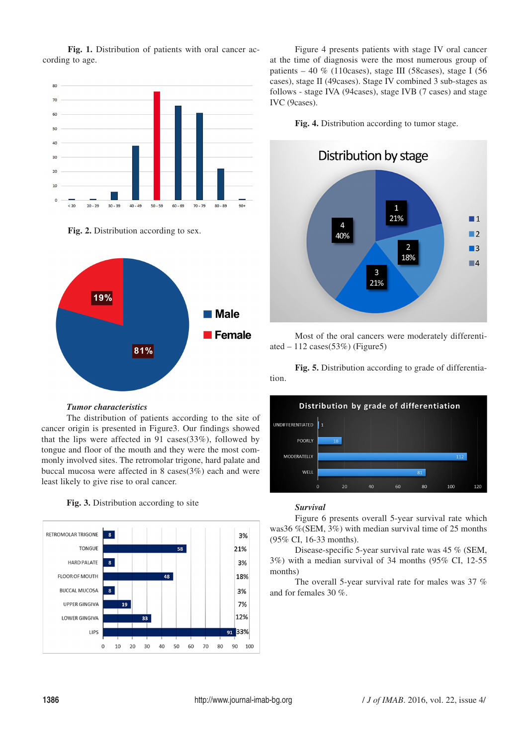**Fig. 1.** Distribution of patients with oral cancer according to age.

**Fig. 2.** Distribution according to sex.

### *Tumor characteristics*

The distribution of patients according to the site of cancer origin is presented in Figure3. Our findings showed that the lips were affected in 91 cases(33%), followed by tongue and floor of the mouth and they were the most commonly involved sites. The retromolar trigone, hard palate and buccal mucosa were affected in 8 cases(3%) each and were least likely to give rise to oral cancer.

**Fig. 3.** Distribution according to site

Figure 4 presents patients with stage IV oral cancer at the time of diagnosis were the most numerous group of patients – 40 % (110cases), stage III (58cases), stage I (56 cases), stage II (49cases). Stage IV combined 3 sub-stages as follows - stage IVA (94cases), stage IVB (7 cases) and stage IVC (9cases).

**Fig. 4.** Distribution according to tumor stage.

Most of the oral cancers were moderately differentiated – 112 cases(53%) (Figure5)

**Fig. 5.** Distribution according to grade of differentiation.

### *Survival*

Figure 6 presents overall 5-year survival rate which was36 %(SEM, 3%) with median survival time of 25 months (95% CI, 16-33 months).

Disease-specific 5-year survival rate was 45 % (SEM, 3%) with a median survival of 34 months (95% CI, 12-55 months)

The overall 5-year survival rate for males was 37 % and for females 30 %.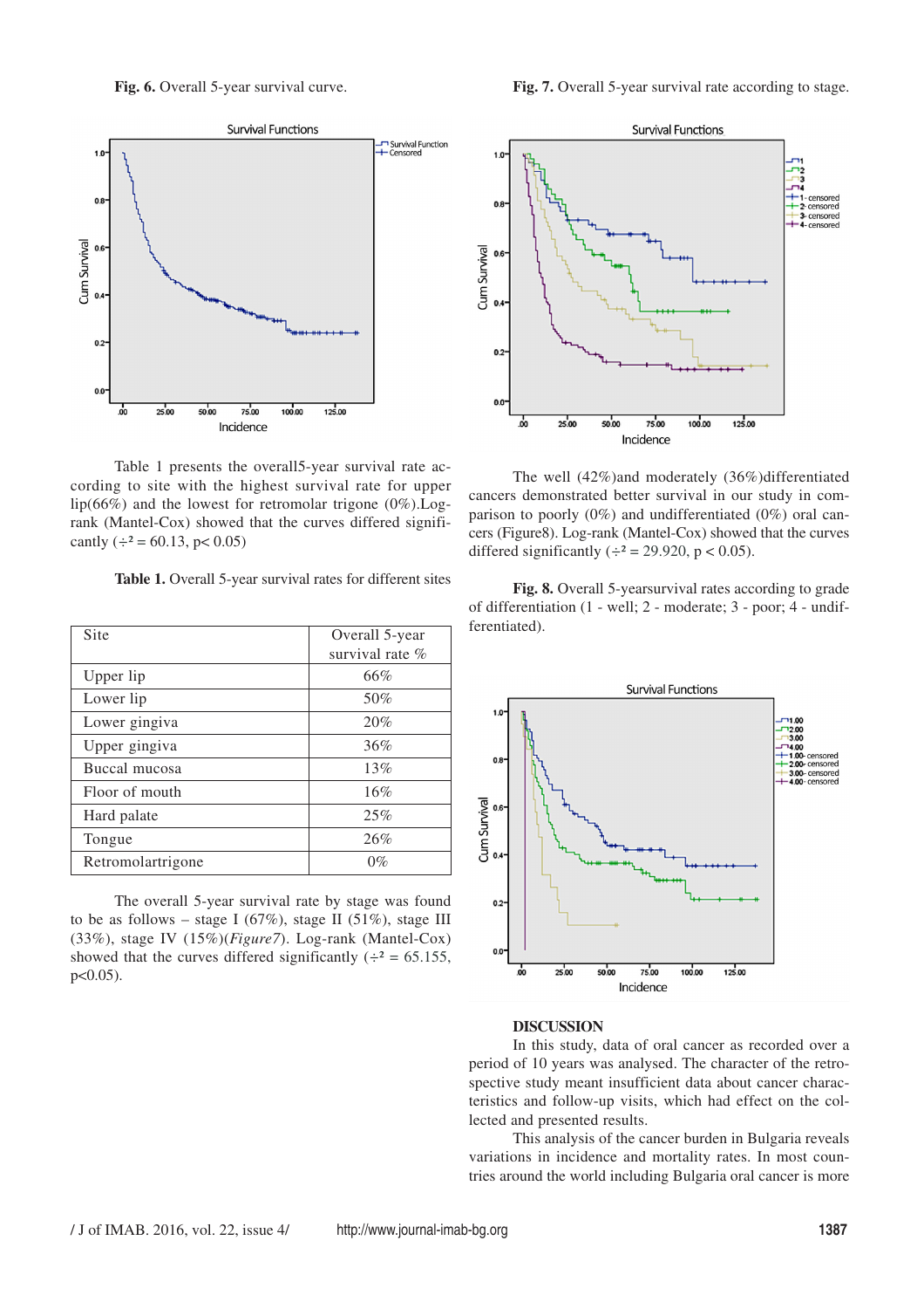**Fig. 6.** Overall 5-year survival curve.

**Fig. 7.** Overall 5-year survival rate according to stage.

Table 1 presents the overall5-year survival rate according to site with the highest survival rate for upper lip(66%) and the lowest for retromolar trigone (0%).Log-rank (Mantel-Cox) showed that the curves differed significantly ($\div^2 = 60.13$, $p < 0.05$)

**Table 1.** Overall 5-year survival rates for different sites

| Site | Overall 5-year survival rate % |
|---|---|
| Upper lip | 66% |
| Lower lip | 50% |
| Lower gingiva | 20% |
| Upper gingiva | 36% |
| Buccal mucosa | 13% |
| Floor of mouth | 16% |
| Hard palate | 25% |
| Tongue | 26% |
| Retromolartrigone | 0% |

The overall 5-year survival rate by stage was found to be as follows – stage I (67%), stage II (51%), stage III (33%), stage IV (15%)(*Figure7*). Log-rank (Mantel-Cox) showed that the curves differed significantly ($\div^2 = 65.155$, $p<0.05$).

The well (42%)and moderately (36%)differentiated cancers demonstrated better survival in our study in comparison to poorly (0%) and undifferentiated (0%) oral cancers (Figure8). Log-rank (Mantel-Cox) showed that the curves differed significantly ($\div^2 = 29.920$, $p < 0.05$).

**Fig. 8.** Overall 5-yearsurvival rates according to grade of differentiation (1 - well; 2 - moderate; 3 - poor; 4 - undifferentiated).

## DISCUSSION

In this study, data of oral cancer as recorded over a period of 10 years was analysed. The character of the retrospective study meant insufficient data about cancer characteristics and follow-up visits, which had effect on the collected and presented results.

This analysis of the cancer burden in Bulgaria reveals variations in incidence and mortality rates. In most countries around the world including Bulgaria oral cancer is more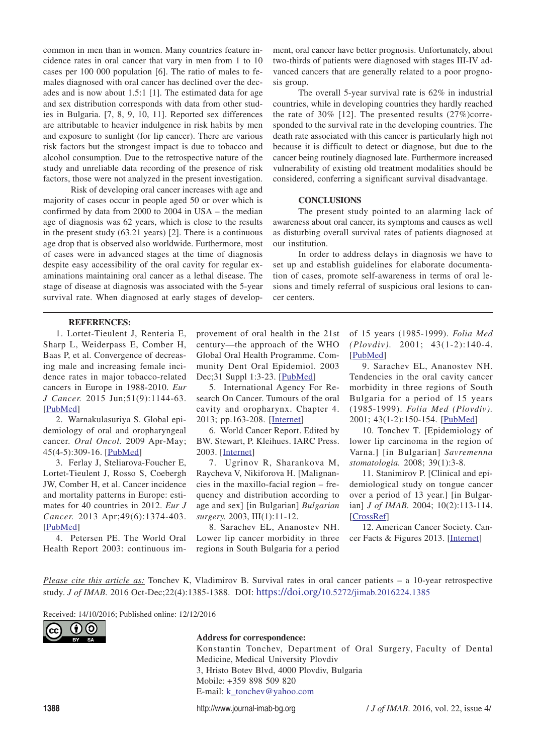common in men than in women. Many countries feature incidence rates in oral cancer that vary in men from 1 to 10 cases per 100 000 population [6]. The ratio of males to females diagnosed with oral cancer has declined over the decades and is now about 1.5:1 [1]. The estimated data for age and sex distribution corresponds with data from other studies in Bulgaria. [7, 8, 9, 10, 11]. Reported sex differences are attributable to heavier indulgence in risk habits by men and exposure to sunlight (for lip cancer). There are various risk factors but the strongest impact is due to tobacco and alcohol consumption. Due to the retrospective nature of the study and unreliable data recording of the presence of risk factors, those were not analyzed in the present investigation.

Risk of developing oral cancer increases with age and majority of cases occur in people aged 50 or over which is confirmed by data from 2000 to 2004 in USA – the median age of diagnosis was 62 years, which is close to the results in the present study (63.21 years) [2]. There is a continuous age drop that is observed also worldwide. Furthermore, most of cases were in advanced stages at the time of diagnosis despite easy accessibility of the oral cavity for regular examinations maintaining oral cancer as a lethal disease. The stage of disease at diagnosis was associated with the 5-year survival rate. When diagnosed at early stages of development, oral cancer have better prognosis. Unfortunately, about two-thirds of patients were diagnosed with stages III-IV advanced cancers that are generally related to a poor prognosis group.

The overall 5-year survival rate is 62% in industrial countries, while in developing countries they hardly reached the rate of 30% [12]. The presented results (27%)corresponded to the survival rate in the developing countries. The death rate associated with this cancer is particularly high not because it is difficult to detect or diagnose, but due to the cancer being routinely diagnosed late. Furthermore increased vulnerability of existing old treatment modalities should be considered, conferring a significant survival disadvantage.

## CONCLUSIONS

The present study pointed to an alarming lack of awareness about oral cancer, its symptoms and causes as well as disturbing overall survival rates of patients diagnosed at our institution.

In order to address delays in diagnosis we have to set up and establish guidelines for elaborate documentation of cases, promote self-awareness in terms of oral lesions and timely referral of suspicious oral lesions to cancer centers.

## REFERENCES:

1. Lortet-Tieulent J, Renteria E, Sharp L, Weiderpass E, Comber H, Baas P, et al. Convergence of decreasing male and increasing female incidence rates in major tobacco-related cancers in Europe in 1988-2010. *Eur J Cancer.* 2015 Jun;51(9):1144-63. [PubMed]
2. Warnakulasuriya S. Global epidemiology of oral and oropharyngeal cancer. *Oral Oncol.* 2009 Apr-May; 45(4-5):309-16. [PubMed]
3. Ferlay J, Steliarova-Foucher E, Lortet-Tieulent J, Rosso S, Coebergh JW, Comber H, et al. Cancer incidence and mortality patterns in Europe: estimates for 40 countries in 2012. *Eur J Cancer.* 2013 Apr;49(6):1374-403. [PubMed]
4. Petersen PE. The World Oral Health Report 2003: continuous improvement of oral health in the 21st century—the approach of the WHO Global Oral Health Programme. Community Dent Oral Epidemiol. 2003 Dec;31 Suppl 1:3-23. [PubMed]
5. International Agency For Research On Cancer. Tumours of the oral cavity and oropharynx. Chapter 4. 2013; pp.163-208. [Internet]
6. World Cancer Report. Edited by BW. Stewart, P. Kleihues. IARC Press. 2003. [Internet]
7. Ugrinov R, Sharankova M, Raycheva V, Nikiforova H. [Malignancies in the maxillo-facial region – frequency and distribution according to age and sex] [in Bulgarian] *Bulgarian surgery.* 2003, III(1):11-12.
8. Sarachev EL, Ananostev NH. Lower lip cancer morbidity in three regions in South Bulgaria for a period of 15 years (1985-1999). *Folia Med (Plovdiv).* 2001; 43(1-2):140-4. [PubMed]
9. Sarachev EL, Ananostev NH. Tendencies in the oral cavity cancer morbidity in three regions of South Bulgaria for a period of 15 years (1985-1999). *Folia Med (Plovdiv).* 2001; 43(1-2):150-154. [PubMed]
10. Tonchev T. [Epidemiology of lower lip carcinoma in the region of Varna.] [in Bulgarian] *Savremenna stomatologia.* 2008; 39(1):3-8.
11. Stanimirov P. [Clinical and epidemiological study on tongue cancer over a period of 13 year.] [in Bulgarian] *J of IMAB.* 2004; 10(2):113-114. [CrossRef]
12. American Cancer Society. Cancer Facts & Figures 2013. [Internet]

*Please cite this article as:* Tonchev K, Vladimirov B. Survival rates in oral cancer patients – a 10-year retrospective study. *J of IMAB.* 2016 Oct-Dec;22(4):1385-1388. DOI: https://doi.org/10.5272/jimab.2016224.1385

Received: 14/10/2016; Published online: 12/12/2016

**Address for correspondence:**
Konstantin Tonchev, Department of Oral Surgery, Faculty of Dental Medicine, Medical University Plovdiv
3, Hristo Botev Blvd, 4000 Plovdiv, Bulgaria
Mobile: +359 898 509 820
E-mail: k_tonchev@yahoo.com